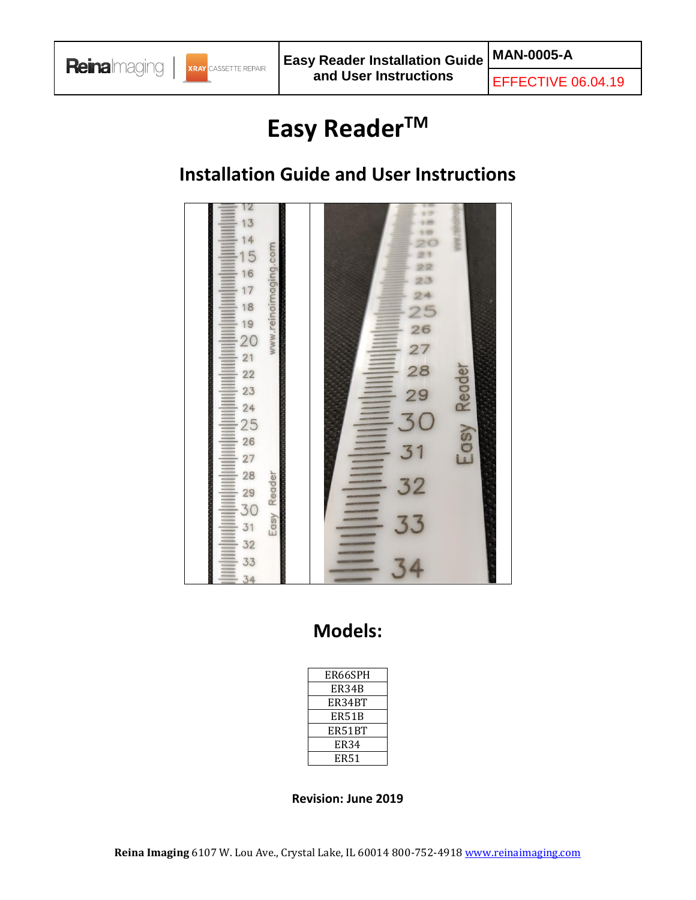| Reina Imaging \| XRAY CASSETTE REPAIR | Easy Reader Installation Guide and User Instructions | MAN-0005-A |
|---|---|---|
| | | EFFECTIVE 06.04.19 |

# Easy Reader™

## Installation Guide and User Instructions

## Models:

| ER66SPH |
|---|
| ER34B |
| ER34BT |
| ER51B |
| ER51BT |
| ER34 |
| ER51 |

**Revision: June 2019**

**Reina Imaging** 6107 W. Lou Ave., Crystal Lake, IL 60014 800-752-4918 www.reinaimaging.com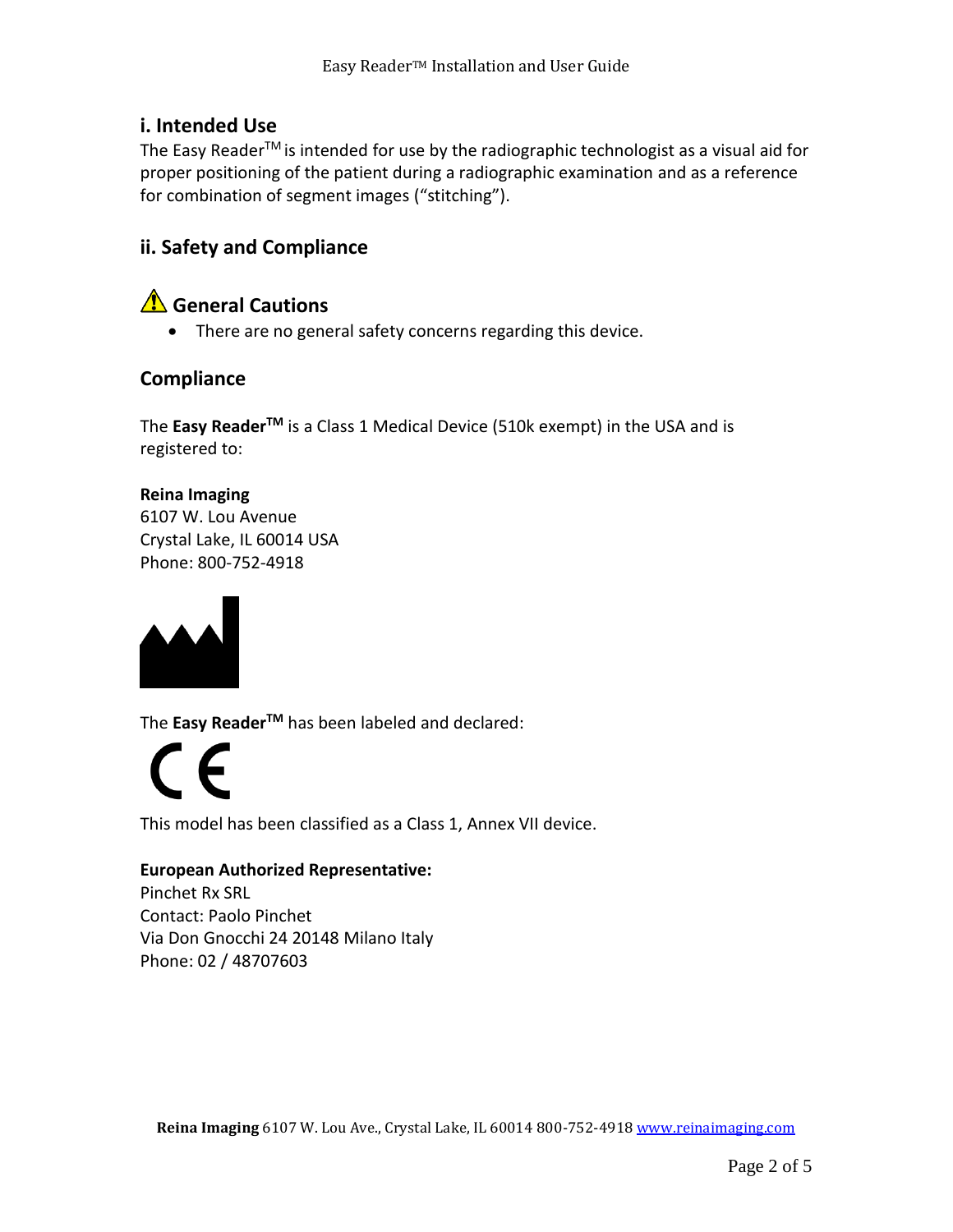## i. Intended Use

The Easy Reader™ is intended for use by the radiographic technologist as a visual aid for proper positioning of the patient during a radiographic examination and as a reference for combination of segment images (“stitching”).

## ii. Safety and Compliance

### ⚠ General Cautions

- There are no general safety concerns regarding this device.

### Compliance

The **Easy Reader™** is a Class 1 Medical Device (510k exempt) in the USA and is registered to:

**Reina Imaging**
6107 W. Lou Avenue
Crystal Lake, IL 60014 USA
Phone: 800-752-4918

The **Easy Reader™** has been labeled and declared:

CE

This model has been classified as a Class 1, Annex VII device.

**European Authorized Representative:**
Pinchet Rx SRL
Contact: Paolo Pinchet
Via Don Gnocchi 24 20148 Milano Italy
Phone: 02 / 48707603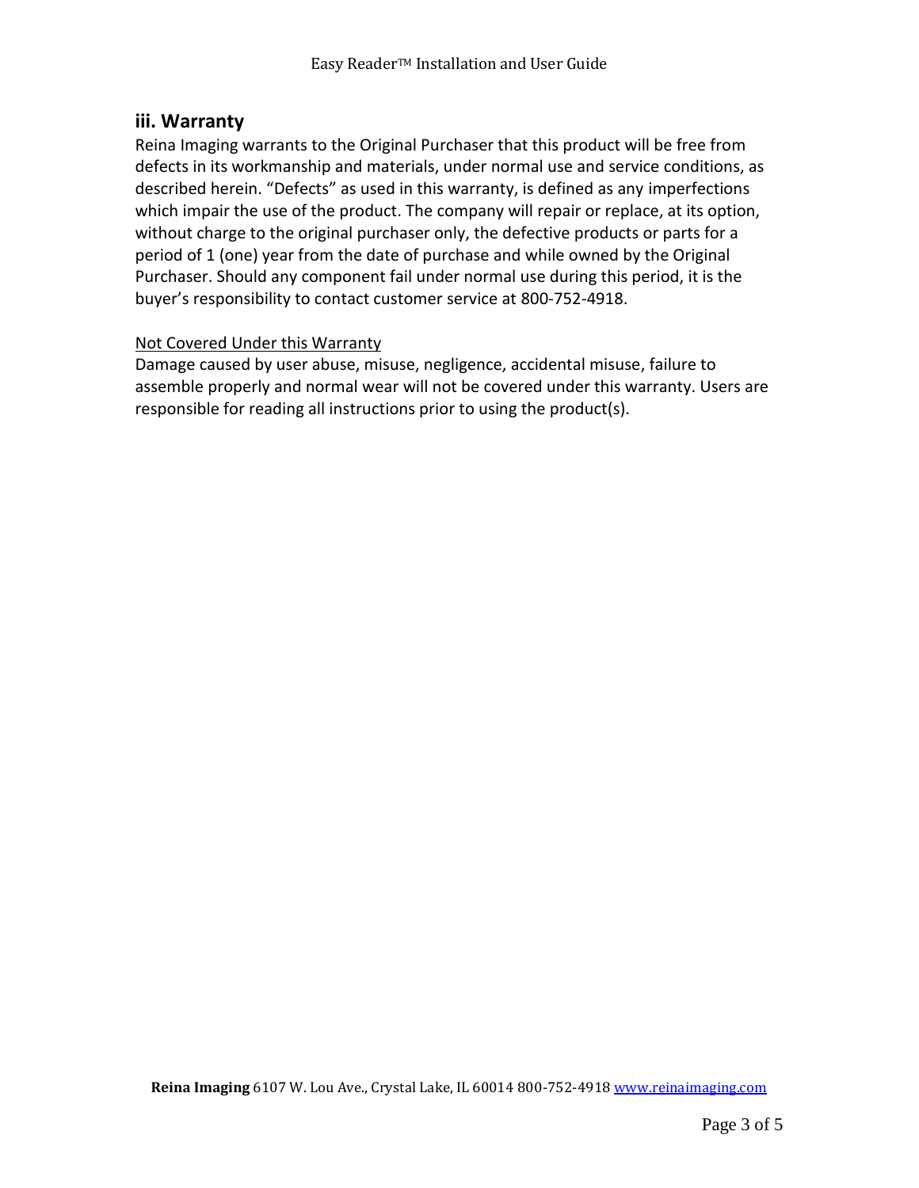## iii. Warranty

Reina Imaging warrants to the Original Purchaser that this product will be free from defects in its workmanship and materials, under normal use and service conditions, as described herein. “Defects” as used in this warranty, is defined as any imperfections which impair the use of the product. The company will repair or replace, at its option, without charge to the original purchaser only, the defective products or parts for a period of 1 (one) year from the date of purchase and while owned by the Original Purchaser. Should any component fail under normal use during this period, it is the buyer’s responsibility to contact customer service at 800-752-4918.

<u>Not Covered Under this Warranty</u>

Damage caused by user abuse, misuse, negligence, accidental misuse, failure to assemble properly and normal wear will not be covered under this warranty. Users are responsible for reading all instructions prior to using the product(s).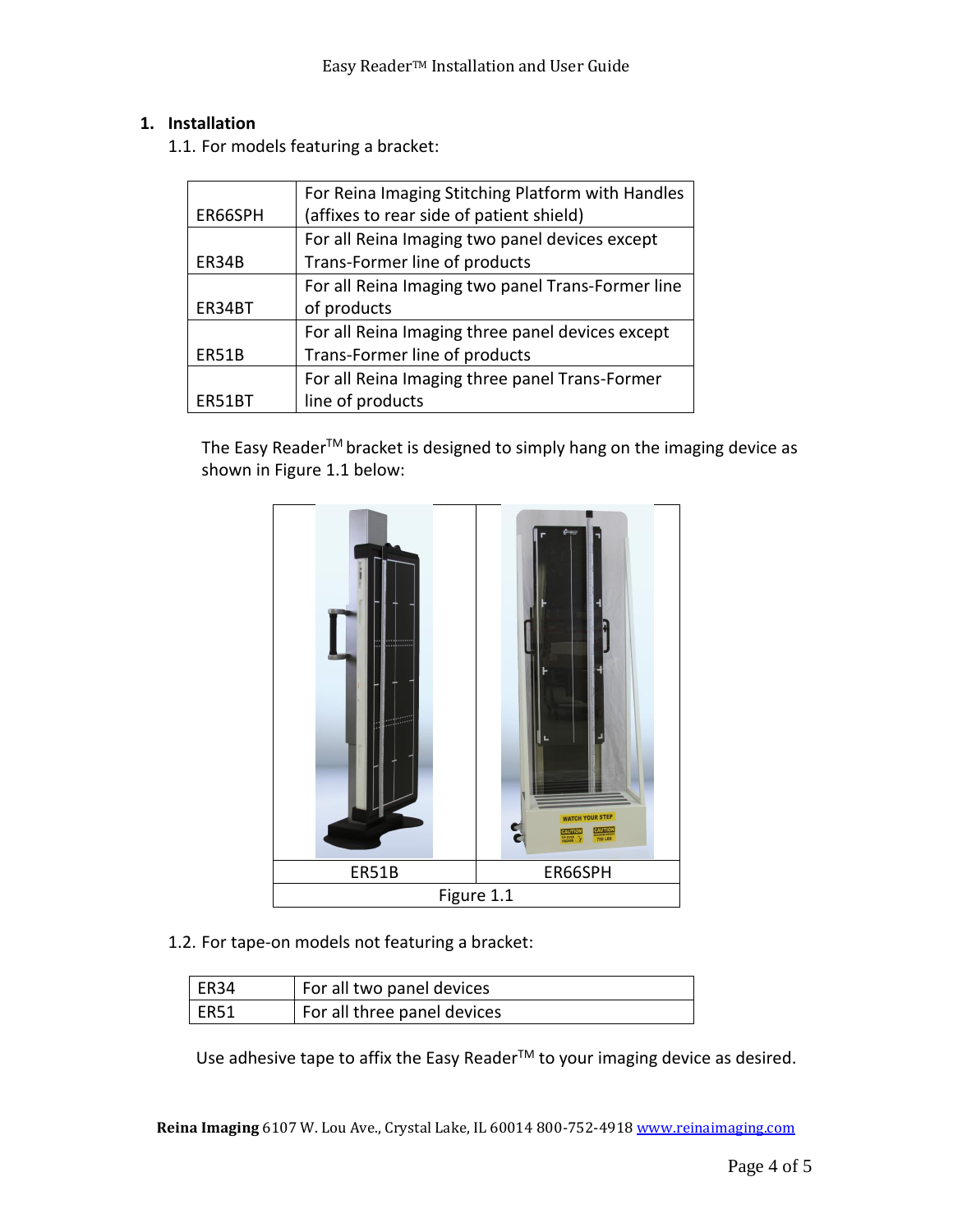## 1. Installation

1.1. For models featuring a bracket:

| | |
|---|---|
| ER66SPH | For Reina Imaging Stitching Platform with Handles (affixes to rear side of patient shield) |
| ER34B | For all Reina Imaging two panel devices except Trans-Former line of products |
| ER34BT | For all Reina Imaging two panel Trans-Former line of products |
| ER51B | For all Reina Imaging three panel devices except Trans-Former line of products |
| ER51BT | For all Reina Imaging three panel Trans-Former line of products |

The Easy Reader™ bracket is designed to simply hang on the imaging device as shown in Figure 1.1 below:

| ER51B | ER66SPH |
|---|---|

Figure 1.1

1.2. For tape-on models not featuring a bracket:

| | |
|---|---|
| ER34 | For all two panel devices |
| ER51 | For all three panel devices |

Use adhesive tape to affix the Easy Reader™ to your imaging device as desired.

**Reina Imaging** 6107 W. Lou Ave., Crystal Lake, IL 60014 800-752-4918 www.reinaimaging.com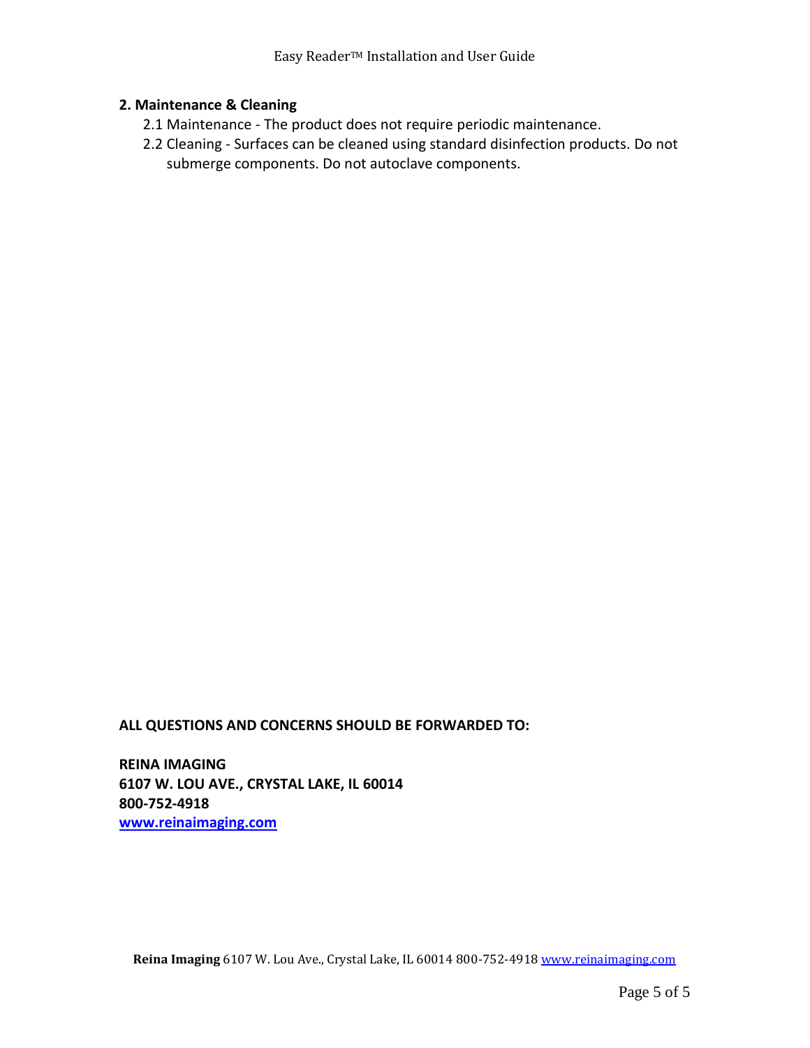## 2. Maintenance & Cleaning

2.1 Maintenance - The product does not require periodic maintenance.

2.2 Cleaning - Surfaces can be cleaned using standard disinfection products. Do not submerge components. Do not autoclave components.

**ALL QUESTIONS AND CONCERNS SHOULD BE FORWARDED TO:**

**REINA IMAGING**
**6107 W. LOU AVE., CRYSTAL LAKE, IL 60014**
**800-752-4918**
**[www.reinaimaging.com](http://www.reinaimaging.com)**